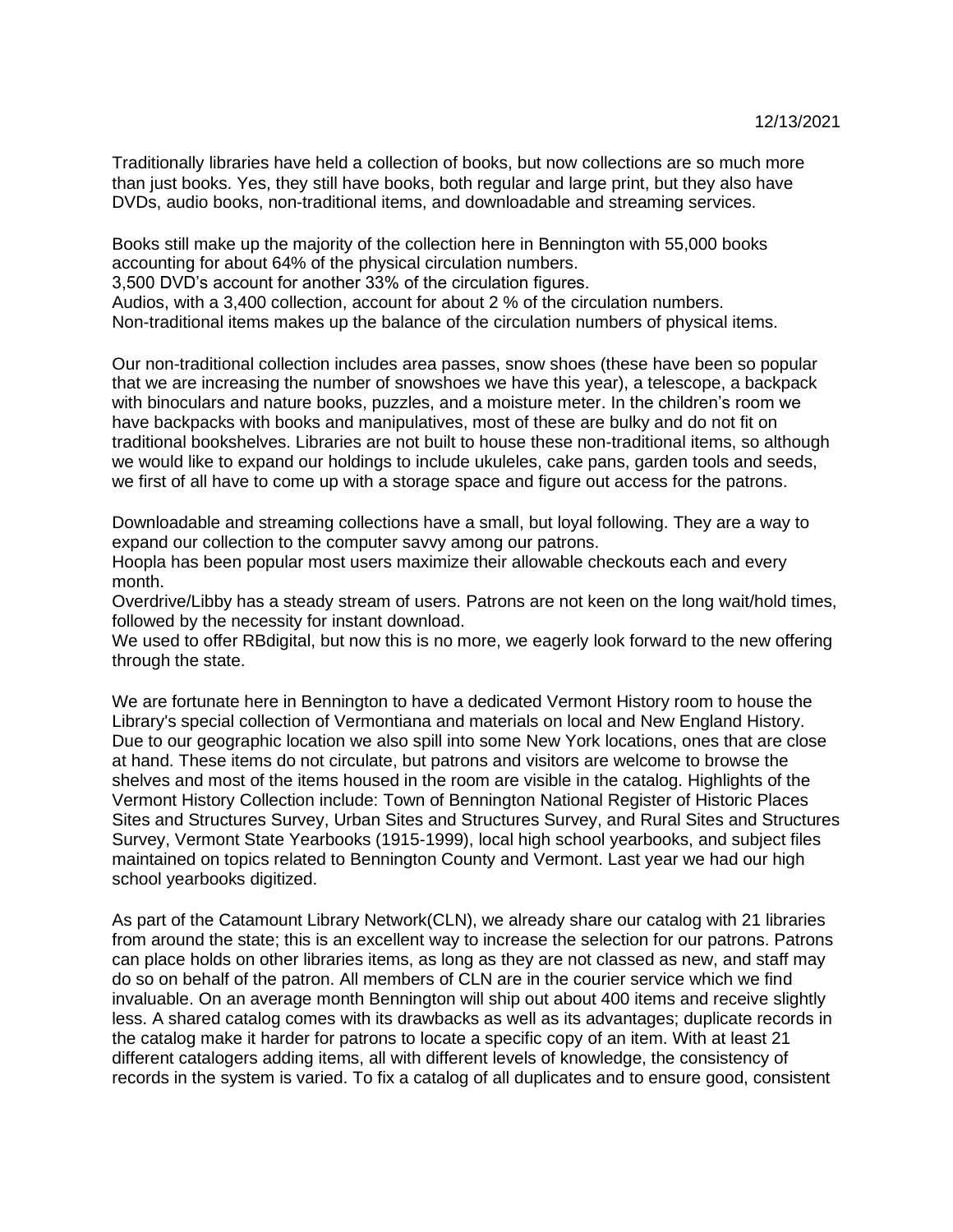12/13/2021

Traditionally libraries have held a collection of books, but now collections are so much more than just books. Yes, they still have books, both regular and large print, but they also have DVDs, audio books, non-traditional items, and downloadable and streaming services.

Books still make up the majority of the collection here in Bennington with 55,000 books accounting for about 64% of the physical circulation numbers.
3,500 DVD's account for another 33% of the circulation figures.
Audios, with a 3,400 collection, account for about 2 % of the circulation numbers.
Non-traditional items makes up the balance of the circulation numbers of physical items.

Our non-traditional collection includes area passes, snow shoes (these have been so popular that we are increasing the number of snowshoes we have this year), a telescope, a backpack with binoculars and nature books, puzzles, and a moisture meter. In the children's room we have backpacks with books and manipulatives, most of these are bulky and do not fit on traditional bookshelves. Libraries are not built to house these non-traditional items, so although we would like to expand our holdings to include ukuleles, cake pans, garden tools and seeds, we first of all have to come up with a storage space and figure out access for the patrons.

Downloadable and streaming collections have a small, but loyal following. They are a way to expand our collection to the computer savvy among our patrons.
Hoopla has been popular most users maximize their allowable checkouts each and every month.
Overdrive/Libby has a steady stream of users. Patrons are not keen on the long wait/hold times, followed by the necessity for instant download.
We used to offer RBdigital, but now this is no more, we eagerly look forward to the new offering through the state.

We are fortunate here in Bennington to have a dedicated Vermont History room to house the Library's special collection of Vermontiana and materials on local and New England History. Due to our geographic location we also spill into some New York locations, ones that are close at hand. These items do not circulate, but patrons and visitors are welcome to browse the shelves and most of the items housed in the room are visible in the catalog. Highlights of the Vermont History Collection include: Town of Bennington National Register of Historic Places Sites and Structures Survey, Urban Sites and Structures Survey, and Rural Sites and Structures Survey, Vermont State Yearbooks (1915-1999), local high school yearbooks, and subject files maintained on topics related to Bennington County and Vermont. Last year we had our high school yearbooks digitized.

As part of the Catamount Library Network(CLN), we already share our catalog with 21 libraries from around the state; this is an excellent way to increase the selection for our patrons. Patrons can place holds on other libraries items, as long as they are not classed as new, and staff may do so on behalf of the patron. All members of CLN are in the courier service which we find invaluable. On an average month Bennington will ship out about 400 items and receive slightly less. A shared catalog comes with its drawbacks as well as its advantages; duplicate records in the catalog make it harder for patrons to locate a specific copy of an item. With at least 21 different catalogers adding items, all with different levels of knowledge, the consistency of records in the system is varied. To fix a catalog of all duplicates and to ensure good, consistent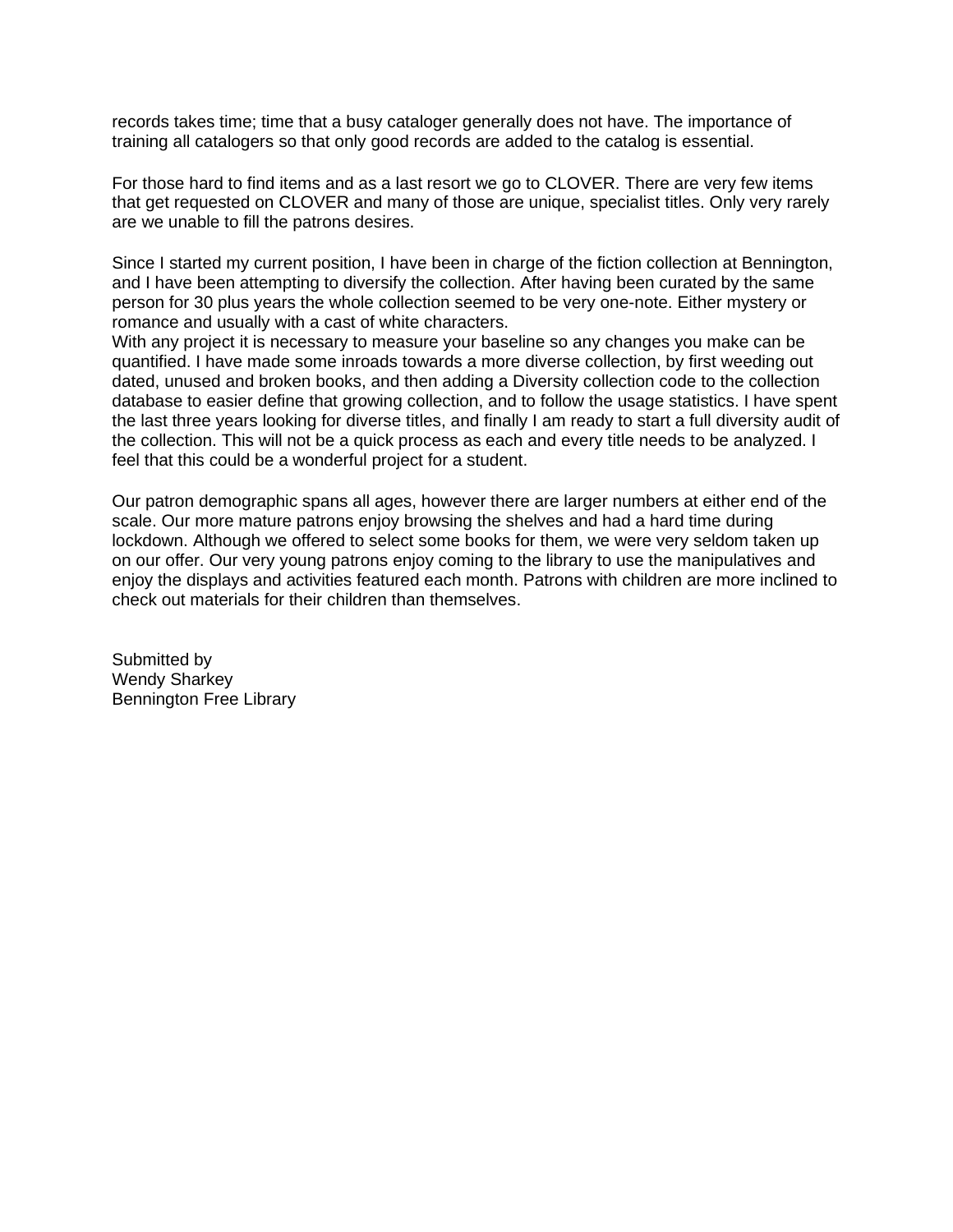records takes time; time that a busy cataloger generally does not have. The importance of training all catalogers so that only good records are added to the catalog is essential.

For those hard to find items and as a last resort we go to CLOVER. There are very few items that get requested on CLOVER and many of those are unique, specialist titles. Only very rarely are we unable to fill the patrons desires.

Since I started my current position, I have been in charge of the fiction collection at Bennington, and I have been attempting to diversify the collection. After having been curated by the same person for 30 plus years the whole collection seemed to be very one-note. Either mystery or romance and usually with a cast of white characters.
With any project it is necessary to measure your baseline so any changes you make can be quantified. I have made some inroads towards a more diverse collection, by first weeding out dated, unused and broken books, and then adding a Diversity collection code to the collection database to easier define that growing collection, and to follow the usage statistics. I have spent the last three years looking for diverse titles, and finally I am ready to start a full diversity audit of the collection. This will not be a quick process as each and every title needs to be analyzed. I feel that this could be a wonderful project for a student.

Our patron demographic spans all ages, however there are larger numbers at either end of the scale. Our more mature patrons enjoy browsing the shelves and had a hard time during lockdown. Although we offered to select some books for them, we were very seldom taken up on our offer. Our very young patrons enjoy coming to the library to use the manipulatives and enjoy the displays and activities featured each month. Patrons with children are more inclined to check out materials for their children than themselves.

Submitted by
Wendy Sharkey
Bennington Free Library